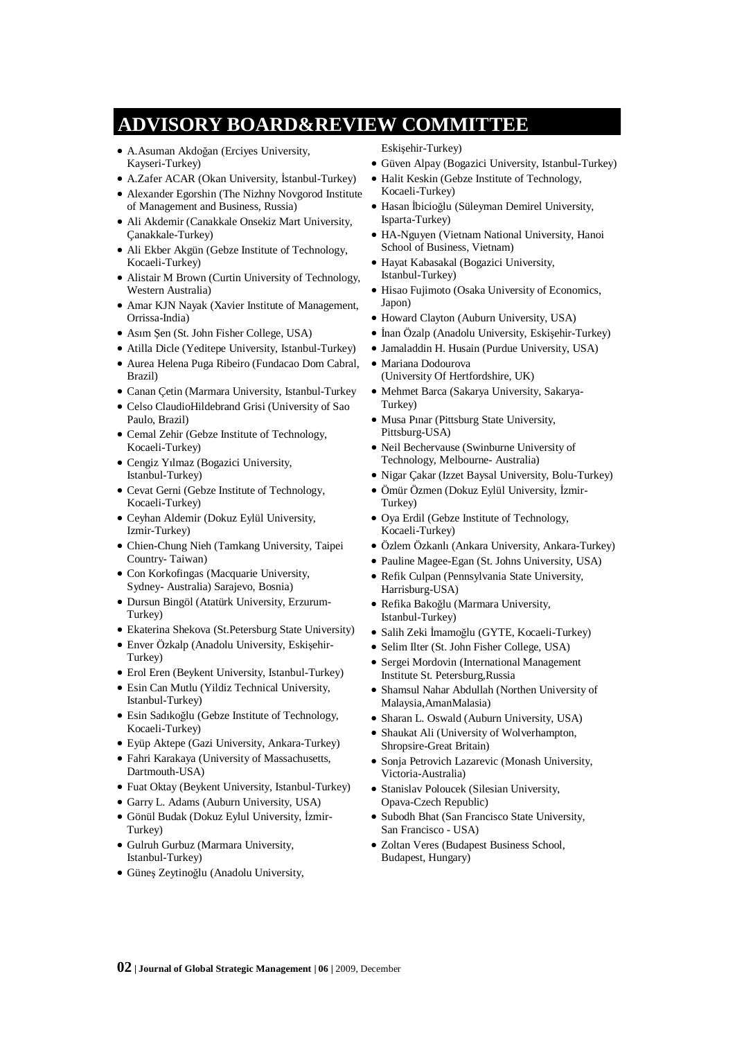# ADVISORY BOARD&REVIEW COMMITTEE

- A.Asuman Akdoğan (Erciyes University, Kayseri-Turkey)
- A.Zafer ACAR (Okan University, İstanbul-Turkey)
- Alexander Egorshin (The Nizhny Novgorod Institute of Management and Business, Russia)
- Ali Akdemir (Canakkale Onsekiz Mart University, Çanakkale-Turkey)
- Ali Ekber Akgün (Gebze Institute of Technology, Kocaeli-Turkey)
- Alistair M Brown (Curtin University of Technology, Western Australia)
- Amar KJN Nayak (Xavier Institute of Management, Orrissa-India)
- Asım Şen (St. John Fisher College, USA)
- Atilla Dicle (Yeditepe University, Istanbul-Turkey)
- Aurea Helena Puga Ribeiro (Fundacao Dom Cabral, Brazil)
- Canan Çetin (Marmara University, Istanbul-Turkey
- Celso ClaudioHildebrand Grisi (University of Sao Paulo, Brazil)
- Cemal Zehir (Gebze Institute of Technology, Kocaeli-Turkey)
- Cengiz Yılmaz (Bogazici University, Istanbul-Turkey)
- Cevat Gerni (Gebze Institute of Technology, Kocaeli-Turkey)
- Ceyhan Aldemir (Dokuz Eylül University, Izmir-Turkey)
- Chien-Chung Nieh (Tamkang University, Taipei Country- Taiwan)
- Con Korkofingas (Macquarie University, Sydney- Australia) Sarajevo, Bosnia)
- Dursun Bingöl (Atatürk University, Erzurum-Turkey)
- Ekaterina Shekova (St.Petersburg State University)
- Enver Özkalp (Anadolu University, Eskişehir-Turkey)
- Erol Eren (Beykent University, Istanbul-Turkey)
- Esin Can Mutlu (Yildiz Technical University, Istanbul-Turkey)
- Esin Sadıkoğlu (Gebze Institute of Technology, Kocaeli-Turkey)
- Eyüp Aktepe (Gazi University, Ankara-Turkey)
- Fahri Karakaya (University of Massachusetts, Dartmouth-USA)
- Fuat Oktay (Beykent University, Istanbul-Turkey)
- Garry L. Adams (Auburn University, USA)
- Gönül Budak (Dokuz Eylul University, İzmir-Turkey)
- Gulruh Gurbuz (Marmara University, Istanbul-Turkey)
- Güneş Zeytinoğlu (Anadolu University, Eskişehir-Turkey)
- Güven Alpay (Bogazici University, Istanbul-Turkey)
- Halit Keskin (Gebze Institute of Technology, Kocaeli-Turkey)
- Hasan İbicioğlu (Süleyman Demirel University, Isparta-Turkey)
- HA-Nguyen (Vietnam National University, Hanoi School of Business, Vietnam)
- Hayat Kabasakal (Bogazici University, Istanbul-Turkey)
- Hisao Fujimoto (Osaka University of Economics, Japon)
- Howard Clayton (Auburn University, USA)
- İnan Özalp (Anadolu University, Eskişehir-Turkey)
- Jamaladdin H. Husain (Purdue University, USA)
- Mariana Dodourova (University Of Hertfordshire, UK)
- Mehmet Barca (Sakarya University, Sakarya-Turkey)
- Musa Pınar (Pittsburg State University, Pittsburg-USA)
- Neil Bechervause (Swinburne University of Technology, Melbourne- Australia)
- Nigar Çakar (Izzet Baysal University, Bolu-Turkey)
- Ömür Özmen (Dokuz Eylül University, İzmir-Turkey)
- Oya Erdil (Gebze Institute of Technology, Kocaeli-Turkey)
- Özlem Özkanlı (Ankara University, Ankara-Turkey)
- Pauline Magee-Egan (St. Johns University, USA)
- Refik Culpan (Pennsylvania State University, Harrisburg-USA)
- Refika Bakoğlu (Marmara University, Istanbul-Turkey)
- Salih Zeki İmamoğlu (GYTE, Kocaeli-Turkey)
- Selim Ilter (St. John Fisher College, USA)
- Sergei Mordovin (International Management Institute St. Petersburg,Russia
- Shamsul Nahar Abdullah (Northen University of Malaysia,AmanMalasia)
- Sharan L. Oswald (Auburn University, USA)
- Shaukat Ali (University of Wolverhampton, Shropsire-Great Britain)
- Sonja Petrovich Lazarevic (Monash University, Victoria-Australia)
- Stanislav Poloucek (Silesian University, Opava-Czech Republic)
- Subodh Bhat (San Francisco State University, San Francisco - USA)
- Zoltan Veres (Budapest Business School, Budapest, Hungary)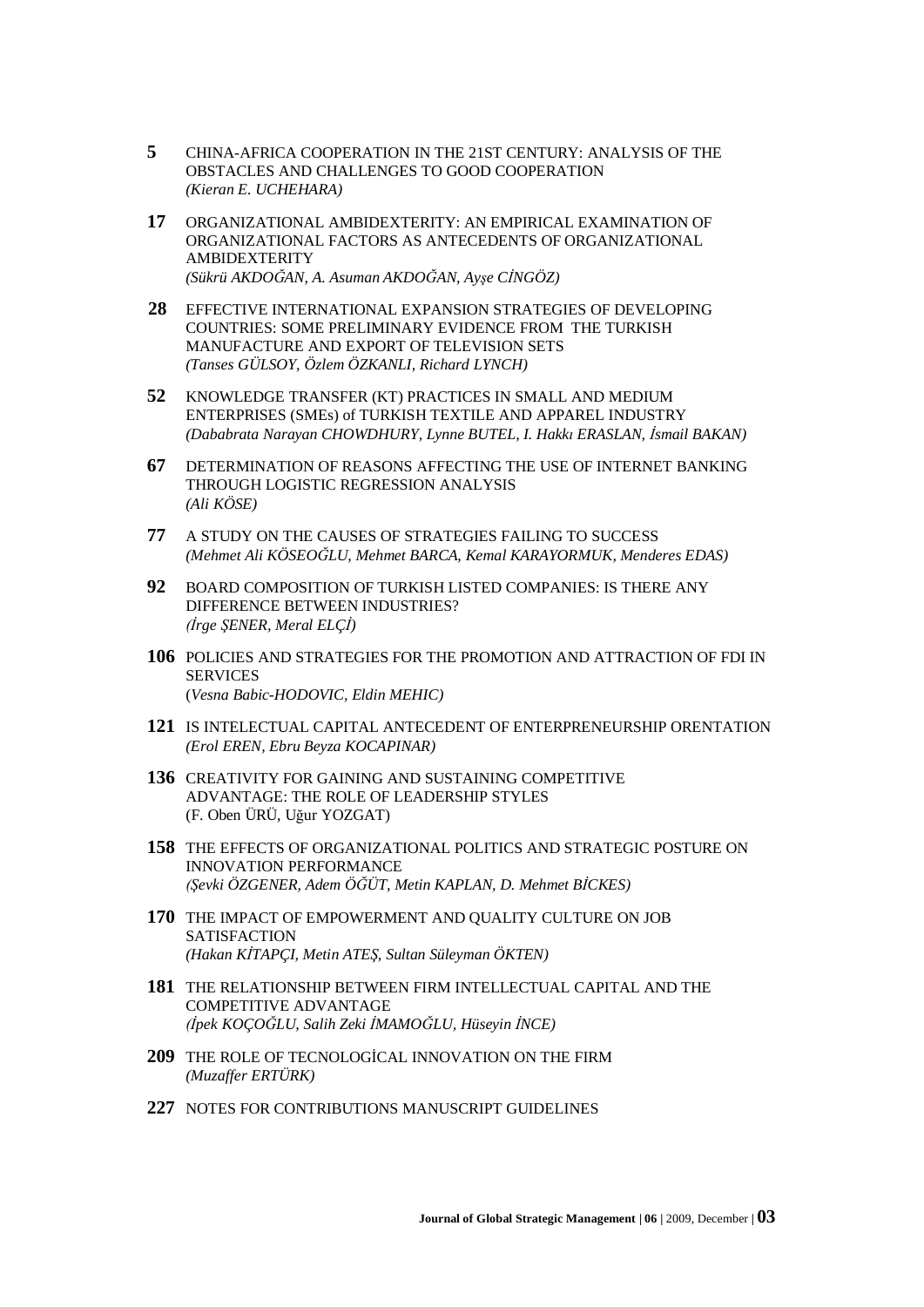**5** CHINA-AFRICA COOPERATION IN THE 21ST CENTURY: ANALYSIS OF THE OBSTACLES AND CHALLENGES TO GOOD COOPERATION
*(Kieran E. UCHEHARA)*

**17** ORGANIZATIONAL AMBIDEXTERITY: AN EMPIRICAL EXAMINATION OF ORGANIZATIONAL FACTORS AS ANTECEDENTS OF ORGANIZATIONAL AMBIDEXTERITY
*(Sükrü AKDOĞAN, A. Asuman AKDOĞAN, Ayşe CİNGÖZ)*

**28** EFFECTIVE INTERNATIONAL EXPANSION STRATEGIES OF DEVELOPING COUNTRIES: SOME PRELIMINARY EVIDENCE FROM THE TURKISH MANUFACTURE AND EXPORT OF TELEVISION SETS
*(Tanses GÜLSOY, Özlem ÖZKANLI, Richard LYNCH)*

**52** KNOWLEDGE TRANSFER (KT) PRACTICES IN SMALL AND MEDIUM ENTERPRISES (SMEs) of TURKISH TEXTILE AND APPAREL INDUSTRY
*(Dababrata Narayan CHOWDHURY, Lynne BUTEL, I. Hakkı ERASLAN, İsmail BAKAN)*

**67** DETERMINATION OF REASONS AFFECTING THE USE OF INTERNET BANKING THROUGH LOGISTIC REGRESSION ANALYSIS
*(Ali KÖSE)*

**77** A STUDY ON THE CAUSES OF STRATEGIES FAILING TO SUCCESS
*(Mehmet Ali KÖSEOĞLU, Mehmet BARCA, Kemal KARAYORMUK, Menderes EDAS)*

**92** BOARD COMPOSITION OF TURKISH LISTED COMPANIES: IS THERE ANY DIFFERENCE BETWEEN INDUSTRIES?
*(İrge ŞENER, Meral ELÇİ)*

**106** POLICIES AND STRATEGIES FOR THE PROMOTION AND ATTRACTION OF FDI IN SERVICES
(*Vesna Babic-HODOVIC, Eldin MEHIC)*

**121** IS INTELECTUAL CAPITAL ANTECEDENT OF ENTERPRENEURSHIP ORENTATION
*(Erol EREN, Ebru Beyza KOCAPINAR)*

**136** CREATIVITY FOR GAINING AND SUSTAINING COMPETITIVE ADVANTAGE: THE ROLE OF LEADERSHIP STYLES
(F. Oben ÜRÜ, Uğur YOZGAT)

**158** THE EFFECTS OF ORGANIZATIONAL POLITICS AND STRATEGIC POSTURE ON INNOVATION PERFORMANCE
*(Şevki ÖZGENER, Adem ÖĞÜT, Metin KAPLAN, D. Mehmet BİCKES)*

**170** THE IMPACT OF EMPOWERMENT AND QUALITY CULTURE ON JOB SATISFACTION
*(Hakan KİTAPÇI, Metin ATEŞ, Sultan Süleyman ÖKTEN)*

**181** THE RELATIONSHIP BETWEEN FIRM INTELLECTUAL CAPITAL AND THE COMPETITIVE ADVANTAGE
*(İpek KOÇOĞLU, Salih Zeki İMAMOĞLU, Hüseyin İNCE)*

**209** THE ROLE OF TECNOLOGİCAL INNOVATION ON THE FIRM
*(Muzaffer ERTÜRK)*

**227** NOTES FOR CONTRIBUTIONS MANUSCRIPT GUIDELINES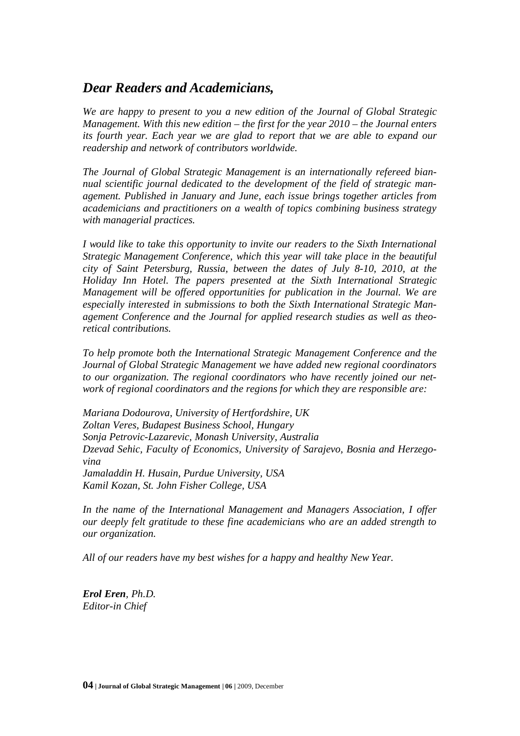## *Dear Readers and Academicians,*

*We are happy to present to you a new edition of the Journal of Global Strategic Management. With this new edition – the first for the year 2010 – the Journal enters its fourth year. Each year we are glad to report that we are able to expand our readership and network of contributors worldwide.*

*The Journal of Global Strategic Management is an internationally refereed biannual scientific journal dedicated to the development of the field of strategic management. Published in January and June, each issue brings together articles from academicians and practitioners on a wealth of topics combining business strategy with managerial practices.*

*I would like to take this opportunity to invite our readers to the Sixth International Strategic Management Conference, which this year will take place in the beautiful city of Saint Petersburg, Russia, between the dates of July 8-10, 2010, at the Holiday Inn Hotel. The papers presented at the Sixth International Strategic Management will be offered opportunities for publication in the Journal. We are especially interested in submissions to both the Sixth International Strategic Management Conference and the Journal for applied research studies as well as theoretical contributions.*

*To help promote both the International Strategic Management Conference and the Journal of Global Strategic Management we have added new regional coordinators to our organization. The regional coordinators who have recently joined our network of regional coordinators and the regions for which they are responsible are:*

*Mariana Dodourova, University of Hertfordshire, UK*
*Zoltan Veres, Budapest Business School, Hungary*
*Sonja Petrovic-Lazarevic, Monash University, Australia*
*Dzevad Sehic, Faculty of Economics, University of Sarajevo, Bosnia and Herzegovina*
*Jamaladdin H. Husain, Purdue University, USA*
*Kamil Kozan, St. John Fisher College, USA*

*In the name of the International Management and Managers Association, I offer our deeply felt gratitude to these fine academicians who are an added strength to our organization.*

*All of our readers have my best wishes for a happy and healthy New Year.*

***Erol Eren**, Ph.D.*
*Editor-in Chief*